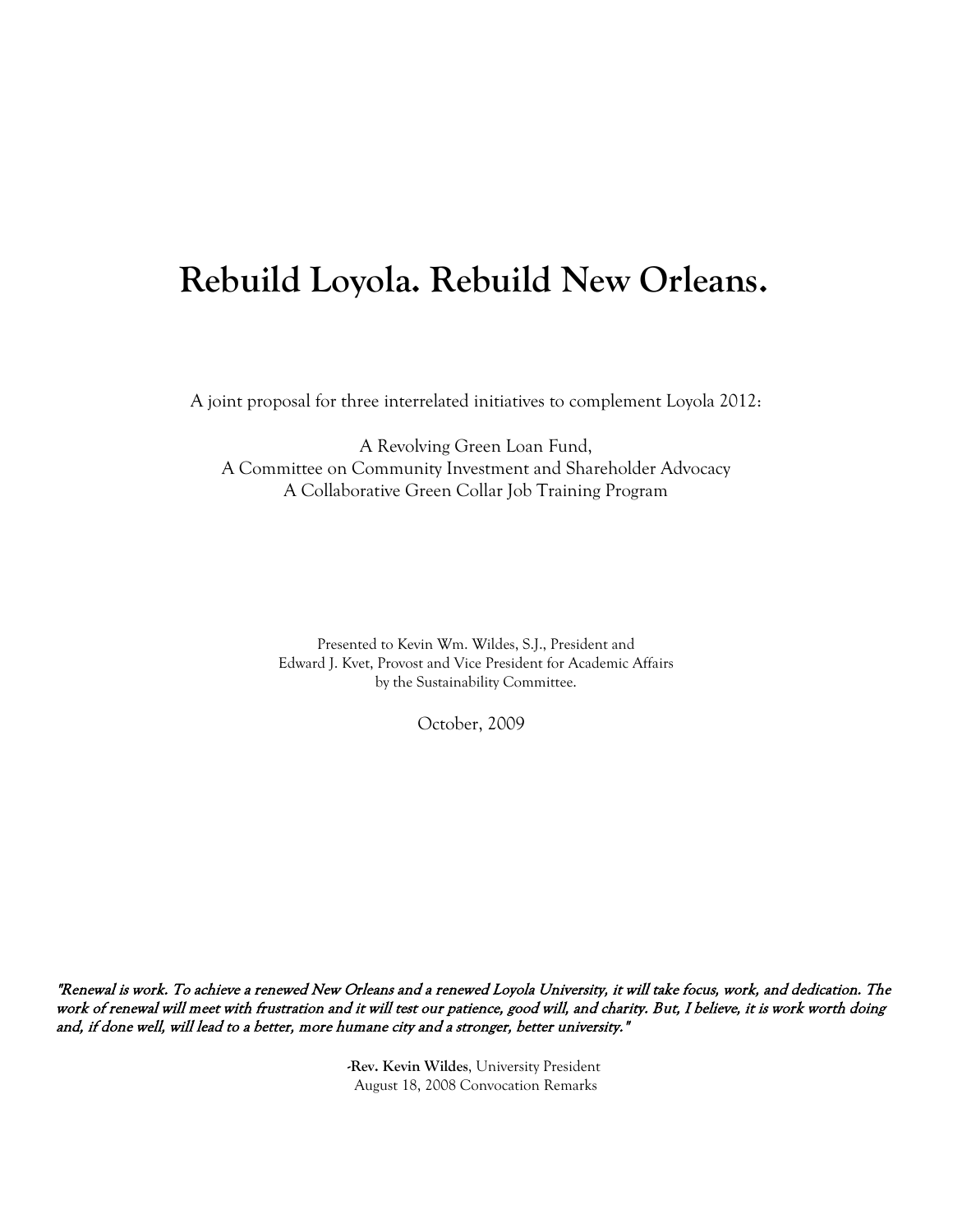# Rebuild Loyola. Rebuild New Orleans.

A joint proposal for three interrelated initiatives to complement Loyola 2012:

A Revolving Green Loan Fund,  
A Committee on Community Investment and Shareholder Advocacy  
A Collaborative Green Collar Job Training Program

Presented to Kevin Wm. Wildes, S.J., President and  
Edward J. Kvet, Provost and Vice President for Academic Affairs  
by the Sustainability Committee.

October, 2009

*"Renewal is work. To achieve a renewed New Orleans and a renewed Loyola University, it will take focus, work, and dedication. The work of renewal will meet with frustration and it will test our patience, good will, and charity. But, I believe, it is work worth doing and, if done well, will lead to a better, more humane city and a stronger, better university."*

-**Rev. Kevin Wildes**, University President  
August 18, 2008 Convocation Remarks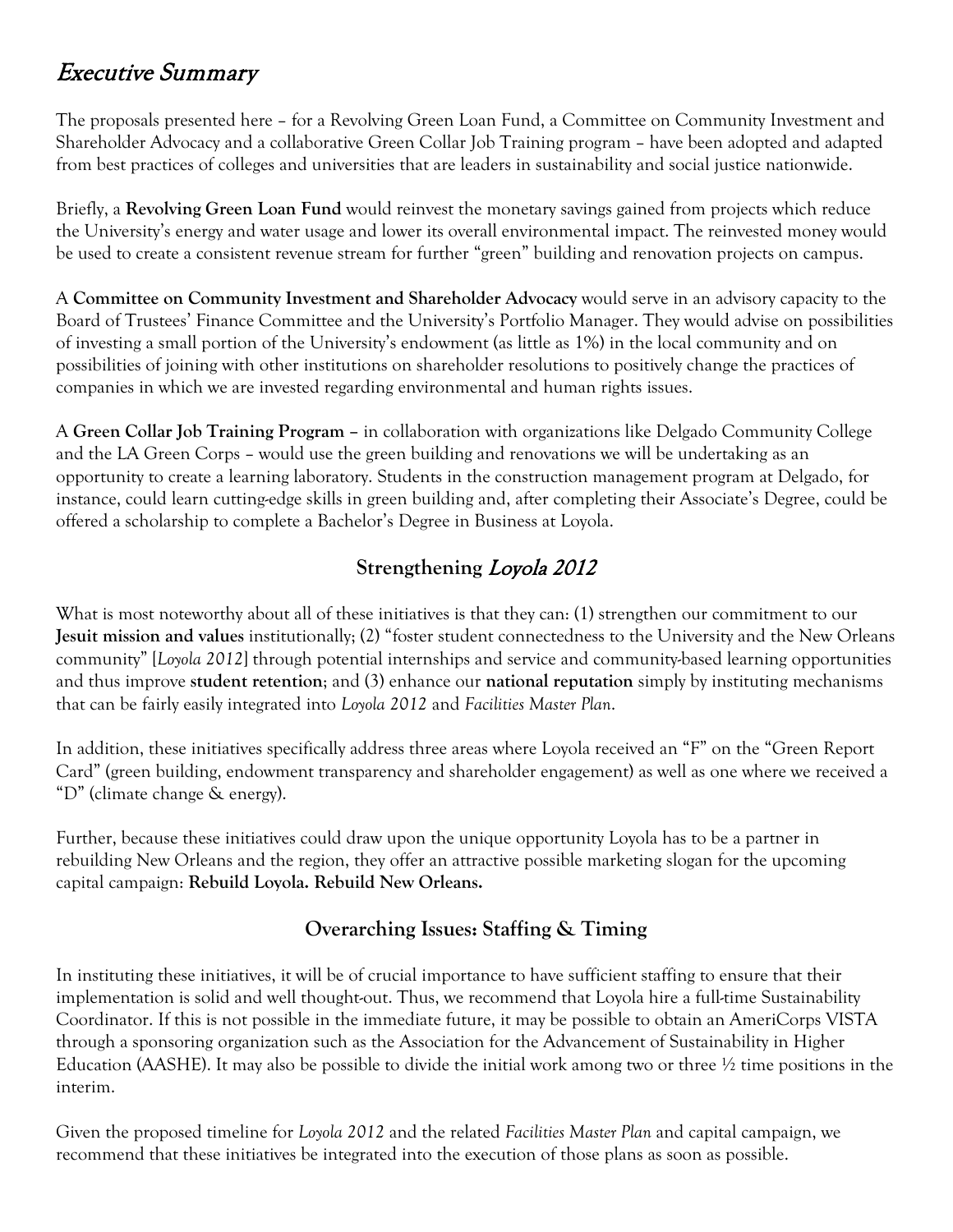# *Executive Summary*

The proposals presented here – for a Revolving Green Loan Fund, a Committee on Community Investment and Shareholder Advocacy and a collaborative Green Collar Job Training program – have been adopted and adapted from best practices of colleges and universities that are leaders in sustainability and social justice nationwide.

Briefly, a **Revolving Green Loan Fund** would reinvest the monetary savings gained from projects which reduce the University's energy and water usage and lower its overall environmental impact. The reinvested money would be used to create a consistent revenue stream for further "green" building and renovation projects on campus.

A **Committee on Community Investment and Shareholder Advocacy** would serve in an advisory capacity to the Board of Trustees' Finance Committee and the University's Portfolio Manager. They would advise on possibilities of investing a small portion of the University's endowment (as little as 1%) in the local community and on possibilities of joining with other institutions on shareholder resolutions to positively change the practices of companies in which we are invested regarding environmental and human rights issues.

A **Green Collar Job Training Program** – in collaboration with organizations like Delgado Community College and the LA Green Corps – would use the green building and renovations we will be undertaking as an opportunity to create a learning laboratory. Students in the construction management program at Delgado, for instance, could learn cutting-edge skills in green building and, after completing their Associate's Degree, could be offered a scholarship to complete a Bachelor's Degree in Business at Loyola.

## Strengthening *Loyola 2012*

What is most noteworthy about all of these initiatives is that they can: (1) strengthen our commitment to our **Jesuit mission and values** institutionally; (2) "foster student connectedness to the University and the New Orleans community" [*Loyola 2012*] through potential internships and service and community-based learning opportunities and thus improve **student retention**; and (3) enhance our **national reputation** simply by instituting mechanisms that can be fairly easily integrated into *Loyola 2012* and *Facilities Master Plan*.

In addition, these initiatives specifically address three areas where Loyola received an "F" on the "Green Report Card" (green building, endowment transparency and shareholder engagement) as well as one where we received a "D" (climate change & energy).

Further, because these initiatives could draw upon the unique opportunity Loyola has to be a partner in rebuilding New Orleans and the region, they offer an attractive possible marketing slogan for the upcoming capital campaign: **Rebuild Loyola. Rebuild New Orleans.**

## Overarching Issues: Staffing & Timing

In instituting these initiatives, it will be of crucial importance to have sufficient staffing to ensure that their implementation is solid and well thought-out. Thus, we recommend that Loyola hire a full-time Sustainability Coordinator. If this is not possible in the immediate future, it may be possible to obtain an AmeriCorps VISTA through a sponsoring organization such as the Association for the Advancement of Sustainability in Higher Education (AASHE). It may also be possible to divide the initial work among two or three ½ time positions in the interim.

Given the proposed timeline for *Loyola 2012* and the related *Facilities Master Plan* and capital campaign, we recommend that these initiatives be integrated into the execution of those plans as soon as possible.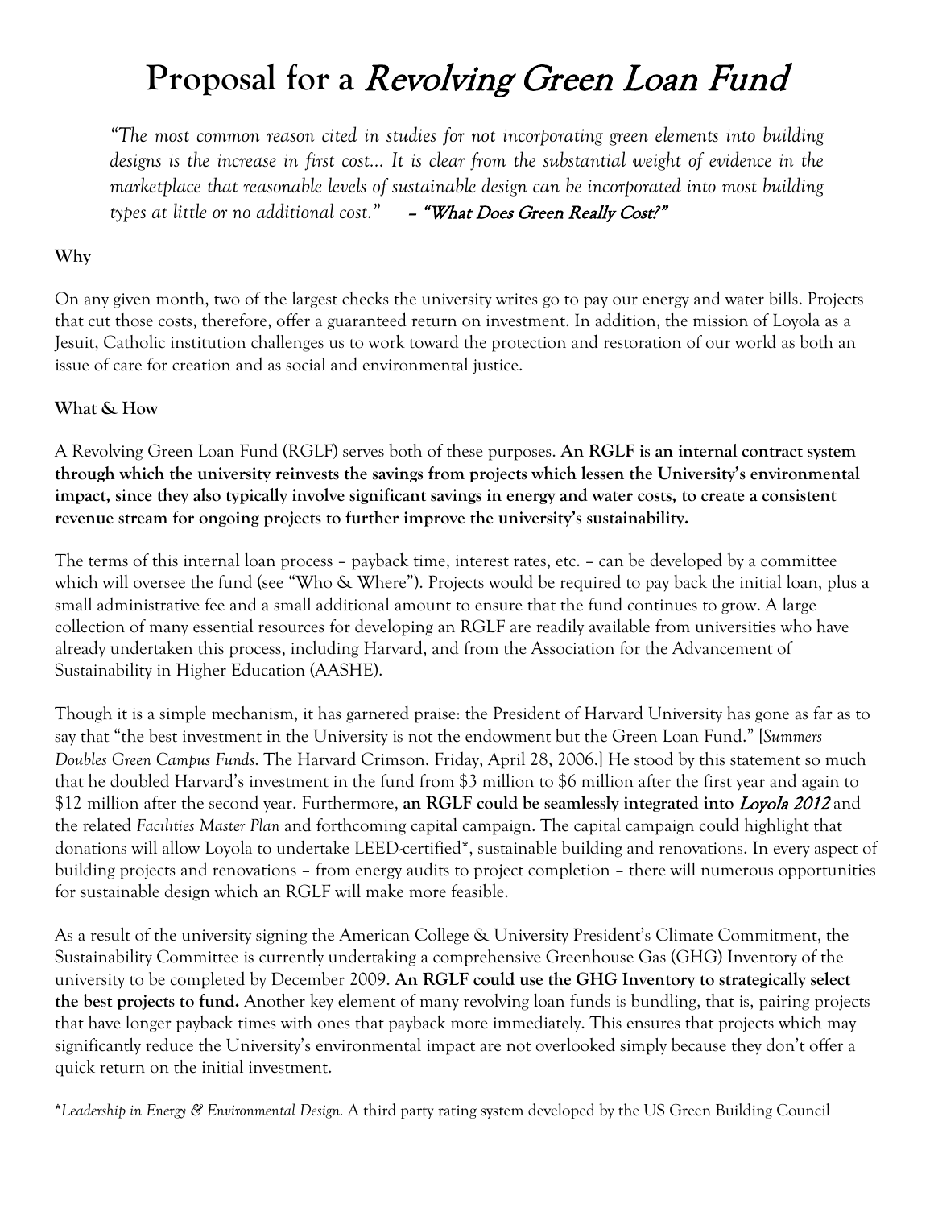# Proposal for a *Revolving Green Loan Fund*

> *"The most common reason cited in studies for not incorporating green elements into building designs is the increase in first cost… It is clear from the substantial weight of evidence in the marketplace that reasonable levels of sustainable design can be incorporated into most building types at little or no additional cost."* – *"What Does Green Really Cost?"*

**Why**

On any given month, two of the largest checks the university writes go to pay our energy and water bills. Projects that cut those costs, therefore, offer a guaranteed return on investment. In addition, the mission of Loyola as a Jesuit, Catholic institution challenges us to work toward the protection and restoration of our world as both an issue of care for creation and as social and environmental justice.

**What & How**

A Revolving Green Loan Fund (RGLF) serves both of these purposes. **An RGLF is an internal contract system through which the university reinvests the savings from projects which lessen the University's environmental impact, since they also typically involve significant savings in energy and water costs, to create a consistent revenue stream for ongoing projects to further improve the university's sustainability.**

The terms of this internal loan process – payback time, interest rates, etc. – can be developed by a committee which will oversee the fund (see "Who & Where"). Projects would be required to pay back the initial loan, plus a small administrative fee and a small additional amount to ensure that the fund continues to grow. A large collection of many essential resources for developing an RGLF are readily available from universities who have already undertaken this process, including Harvard, and from the Association for the Advancement of Sustainability in Higher Education (AASHE).

Though it is a simple mechanism, it has garnered praise: the President of Harvard University has gone as far as to say that "the best investment in the University is not the endowment but the Green Loan Fund." [*Summers Doubles Green Campus Funds*. The Harvard Crimson. Friday, April 28, 2006.] He stood by this statement so much that he doubled Harvard's investment in the fund from $3 million to $6 million after the first year and again to $12 million after the second year. Furthermore, **an RGLF could be seamlessly integrated into *Loyola 2012*** and the related *Facilities Master Plan* and forthcoming capital campaign. The capital campaign could highlight that donations will allow Loyola to undertake LEED-certified*, sustainable building and renovations. In every aspect of building projects and renovations – from energy audits to project completion – there will numerous opportunities for sustainable design which an RGLF will make more feasible.

As a result of the university signing the American College & University President's Climate Commitment, the Sustainability Committee is currently undertaking a comprehensive Greenhouse Gas (GHG) Inventory of the university to be completed by December 2009. **An RGLF could use the GHG Inventory to strategically select the best projects to fund.** Another key element of many revolving loan funds is bundling, that is, pairing projects that have longer payback times with ones that payback more immediately. This ensures that projects which may significantly reduce the University's environmental impact are not overlooked simply because they don't offer a quick return on the initial investment.

**Leadership in Energy & Environmental Design.* A third party rating system developed by the US Green Building Council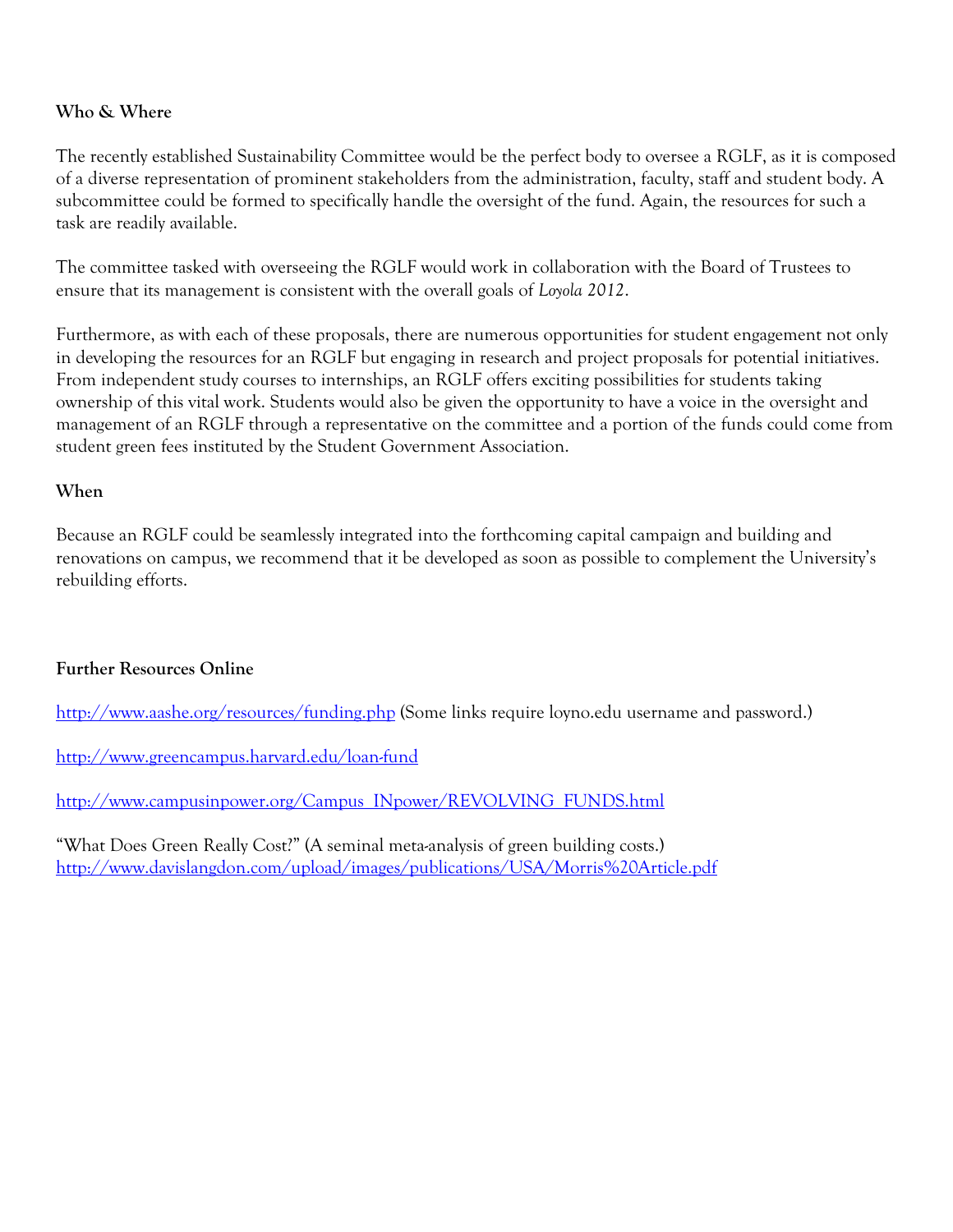**Who & Where**

The recently established Sustainability Committee would be the perfect body to oversee a RGLF, as it is composed of a diverse representation of prominent stakeholders from the administration, faculty, staff and student body. A subcommittee could be formed to specifically handle the oversight of the fund. Again, the resources for such a task are readily available.

The committee tasked with overseeing the RGLF would work in collaboration with the Board of Trustees to ensure that its management is consistent with the overall goals of *Loyola 2012*.

Furthermore, as with each of these proposals, there are numerous opportunities for student engagement not only in developing the resources for an RGLF but engaging in research and project proposals for potential initiatives. From independent study courses to internships, an RGLF offers exciting possibilities for students taking ownership of this vital work. Students would also be given the opportunity to have a voice in the oversight and management of an RGLF through a representative on the committee and a portion of the funds could come from student green fees instituted by the Student Government Association.

**When**

Because an RGLF could be seamlessly integrated into the forthcoming capital campaign and building and renovations on campus, we recommend that it be developed as soon as possible to complement the University's rebuilding efforts.

**Further Resources Online**

[http://www.aashe.org/resources/funding.php](http://www.aashe.org/resources/funding.php) (Some links require loyno.edu username and password.)

[http://www.greencampus.harvard.edu/loan-fund](http://www.greencampus.harvard.edu/loan-fund)

[http://www.campusinpower.org/Campus_INpower/REVOLVING_FUNDS.html](http://www.campusinpower.org/Campus_INpower/REVOLVING_FUNDS.html)

"What Does Green Really Cost?" (A seminal meta-analysis of green building costs.)
[http://www.davislangdon.com/upload/images/publications/USA/Morris%20Article.pdf](http://www.davislangdon.com/upload/images/publications/USA/Morris%20Article.pdf)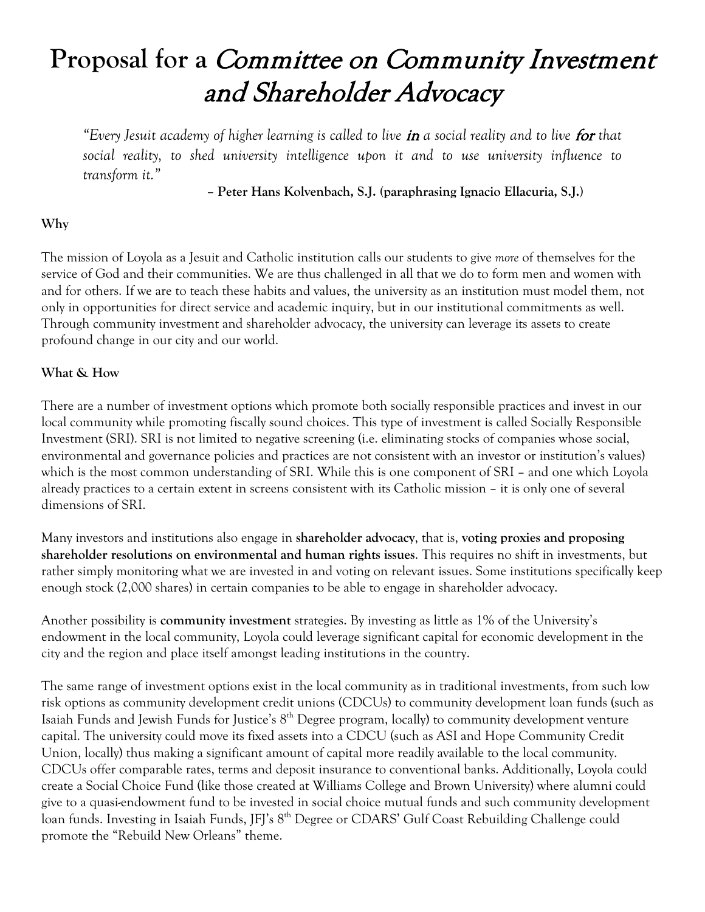# Proposal for a *Committee on Community Investment and Shareholder Advocacy*

> *"Every Jesuit academy of higher learning is called to live **in** a social reality and to live **for** that social reality, to shed university intelligence upon it and to use university influence to transform it."*
>
> **– Peter Hans Kolvenbach, S.J. (paraphrasing Ignacio Ellacuria, S.J.)**

**Why**

The mission of Loyola as a Jesuit and Catholic institution calls our students to give *more* of themselves for the service of God and their communities. We are thus challenged in all that we do to form men and women with and for others. If we are to teach these habits and values, the university as an institution must model them, not only in opportunities for direct service and academic inquiry, but in our institutional commitments as well. Through community investment and shareholder advocacy, the university can leverage its assets to create profound change in our city and our world.

**What & How**

There are a number of investment options which promote both socially responsible practices and invest in our local community while promoting fiscally sound choices. This type of investment is called Socially Responsible Investment (SRI). SRI is not limited to negative screening (i.e. eliminating stocks of companies whose social, environmental and governance policies and practices are not consistent with an investor or institution's values) which is the most common understanding of SRI. While this is one component of SRI – and one which Loyola already practices to a certain extent in screens consistent with its Catholic mission – it is only one of several dimensions of SRI.

Many investors and institutions also engage in **shareholder advocacy**, that is, **voting proxies and proposing shareholder resolutions on environmental and human rights issues**. This requires no shift in investments, but rather simply monitoring what we are invested in and voting on relevant issues. Some institutions specifically keep enough stock (2,000 shares) in certain companies to be able to engage in shareholder advocacy.

Another possibility is **community investment** strategies. By investing as little as 1% of the University's endowment in the local community, Loyola could leverage significant capital for economic development in the city and the region and place itself amongst leading institutions in the country.

The same range of investment options exist in the local community as in traditional investments, from such low risk options as community development credit unions (CDCUs) to community development loan funds (such as Isaiah Funds and Jewish Funds for Justice's 8th Degree program, locally) to community development venture capital. The university could move its fixed assets into a CDCU (such as ASI and Hope Community Credit Union, locally) thus making a significant amount of capital more readily available to the local community. CDCUs offer comparable rates, terms and deposit insurance to conventional banks. Additionally, Loyola could create a Social Choice Fund (like those created at Williams College and Brown University) where alumni could give to a quasi-endowment fund to be invested in social choice mutual funds and such community development loan funds. Investing in Isaiah Funds, JFJ's 8th Degree or CDARS' Gulf Coast Rebuilding Challenge could promote the "Rebuild New Orleans" theme.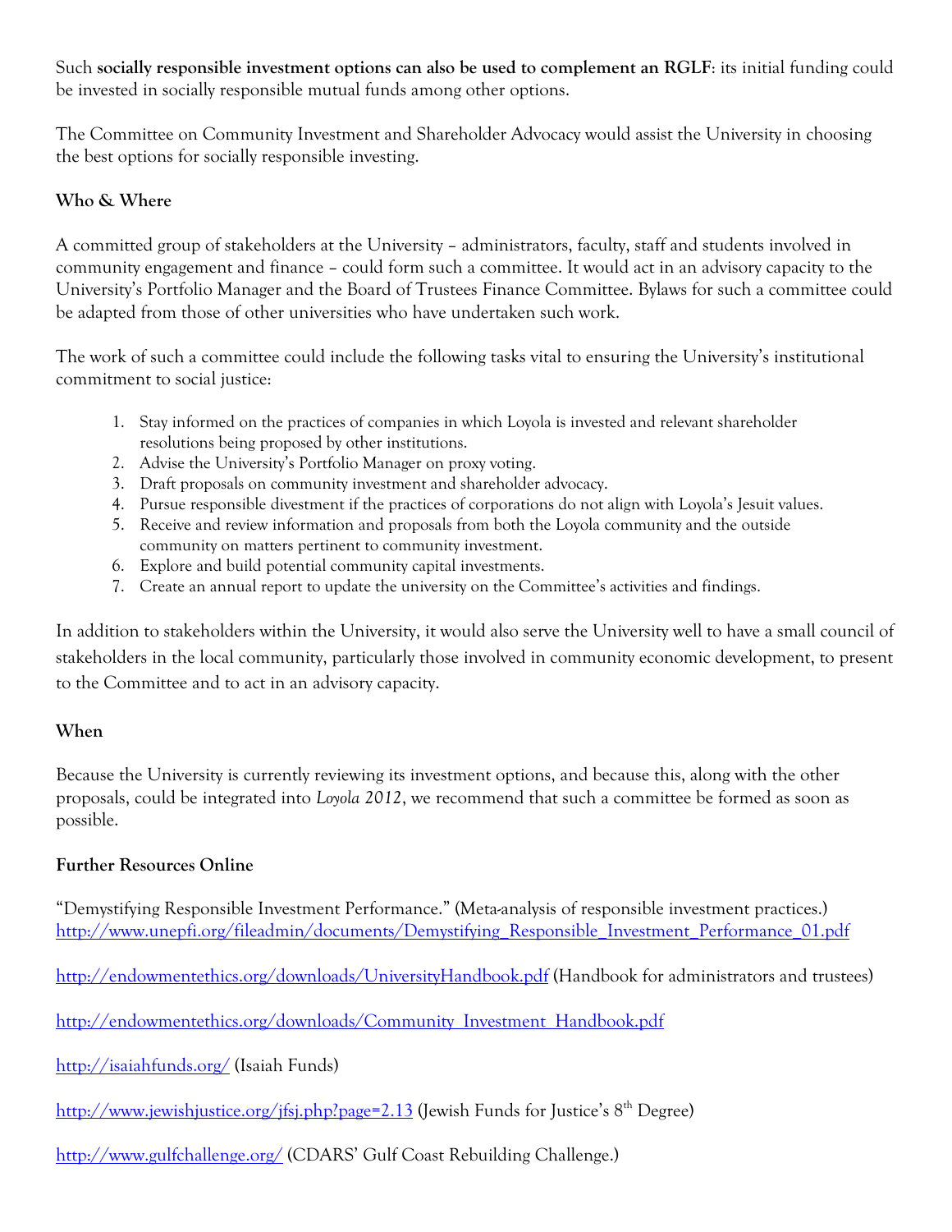Such **socially responsible investment options can also be used to complement an RGLF**: its initial funding could be invested in socially responsible mutual funds among other options.

The Committee on Community Investment and Shareholder Advocacy would assist the University in choosing the best options for socially responsible investing.

**Who & Where**

A committed group of stakeholders at the University – administrators, faculty, staff and students involved in community engagement and finance – could form such a committee. It would act in an advisory capacity to the University's Portfolio Manager and the Board of Trustees Finance Committee. Bylaws for such a committee could be adapted from those of other universities who have undertaken such work.

The work of such a committee could include the following tasks vital to ensuring the University's institutional commitment to social justice:

1. Stay informed on the practices of companies in which Loyola is invested and relevant shareholder resolutions being proposed by other institutions.
2. Advise the University's Portfolio Manager on proxy voting.
3. Draft proposals on community investment and shareholder advocacy.
4. Pursue responsible divestment if the practices of corporations do not align with Loyola's Jesuit values.
5. Receive and review information and proposals from both the Loyola community and the outside community on matters pertinent to community investment.
6. Explore and build potential community capital investments.
7. Create an annual report to update the university on the Committee's activities and findings.

In addition to stakeholders within the University, it would also serve the University well to have a small council of stakeholders in the local community, particularly those involved in community economic development, to present to the Committee and to act in an advisory capacity.

**When**

Because the University is currently reviewing its investment options, and because this, along with the other proposals, could be integrated into *Loyola 2012*, we recommend that such a committee be formed as soon as possible.

**Further Resources Online**

"Demystifying Responsible Investment Performance." (Meta-analysis of responsible investment practices.)
http://www.unepfi.org/fileadmin/documents/Demystifying_Responsible_Investment_Performance_01.pdf

http://endowmentethics.org/downloads/UniversityHandbook.pdf (Handbook for administrators and trustees)

http://endowmentethics.org/downloads/Community_Investment_Handbook.pdf

http://isaiahfunds.org/ (Isaiah Funds)

http://www.jewishjustice.org/jfsj.php?page=2.13 (Jewish Funds for Justice's 8th Degree)

http://www.gulfchallenge.org/ (CDARS' Gulf Coast Rebuilding Challenge.)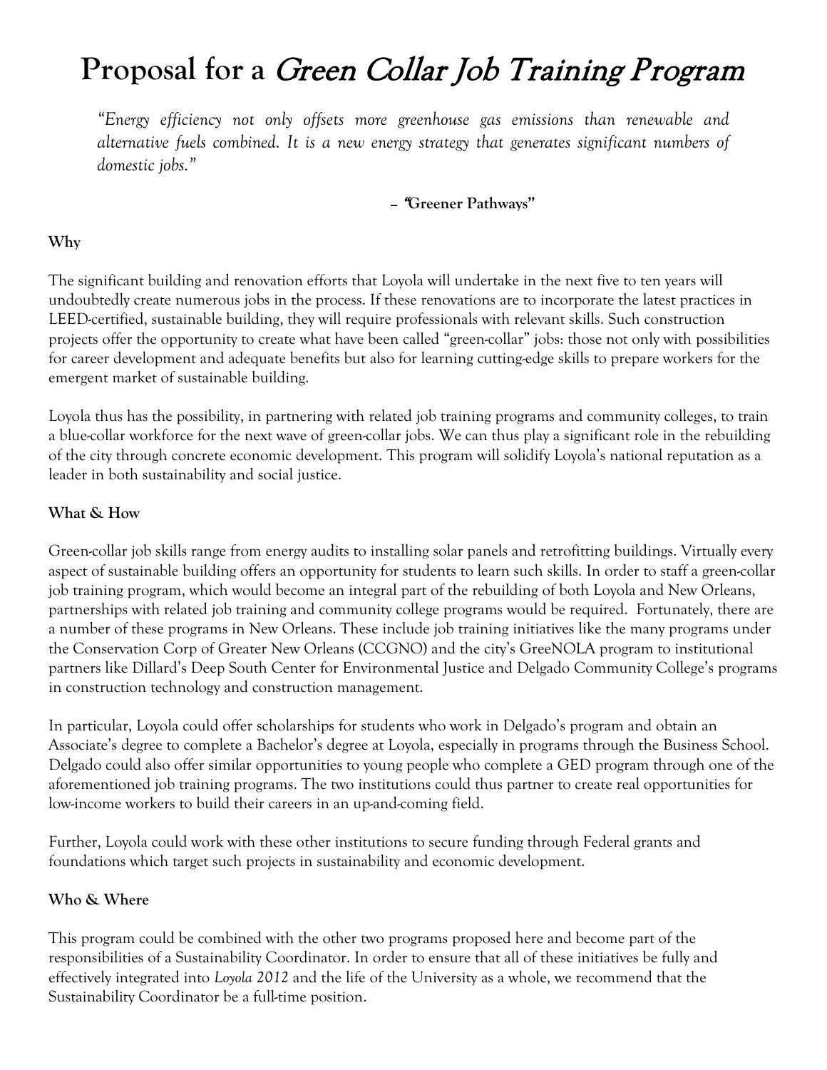# Proposal for a *Green Collar Job Training Program*

> *"Energy efficiency not only offsets more greenhouse gas emissions than renewable and alternative fuels combined. It is a new energy strategy that generates significant numbers of domestic jobs."*
>
> **– "Greener Pathways"**

**Why**

The significant building and renovation efforts that Loyola will undertake in the next five to ten years will undoubtedly create numerous jobs in the process. If these renovations are to incorporate the latest practices in LEED-certified, sustainable building, they will require professionals with relevant skills. Such construction projects offer the opportunity to create what have been called "green-collar" jobs: those not only with possibilities for career development and adequate benefits but also for learning cutting-edge skills to prepare workers for the emergent market of sustainable building.

Loyola thus has the possibility, in partnering with related job training programs and community colleges, to train a blue-collar workforce for the next wave of green-collar jobs. We can thus play a significant role in the rebuilding of the city through concrete economic development. This program will solidify Loyola's national reputation as a leader in both sustainability and social justice.

**What & How**

Green-collar job skills range from energy audits to installing solar panels and retrofitting buildings. Virtually every aspect of sustainable building offers an opportunity for students to learn such skills. In order to staff a green-collar job training program, which would become an integral part of the rebuilding of both Loyola and New Orleans, partnerships with related job training and community college programs would be required. Fortunately, there are a number of these programs in New Orleans. These include job training initiatives like the many programs under the Conservation Corp of Greater New Orleans (CCGNO) and the city's GreeNOLA program to institutional partners like Dillard's Deep South Center for Environmental Justice and Delgado Community College's programs in construction technology and construction management.

In particular, Loyola could offer scholarships for students who work in Delgado's program and obtain an Associate's degree to complete a Bachelor's degree at Loyola, especially in programs through the Business School. Delgado could also offer similar opportunities to young people who complete a GED program through one of the aforementioned job training programs. The two institutions could thus partner to create real opportunities for low-income workers to build their careers in an up-and-coming field.

Further, Loyola could work with these other institutions to secure funding through Federal grants and foundations which target such projects in sustainability and economic development.

**Who & Where**

This program could be combined with the other two programs proposed here and become part of the responsibilities of a Sustainability Coordinator. In order to ensure that all of these initiatives be fully and effectively integrated into *Loyola 2012* and the life of the University as a whole, we recommend that the Sustainability Coordinator be a full-time position.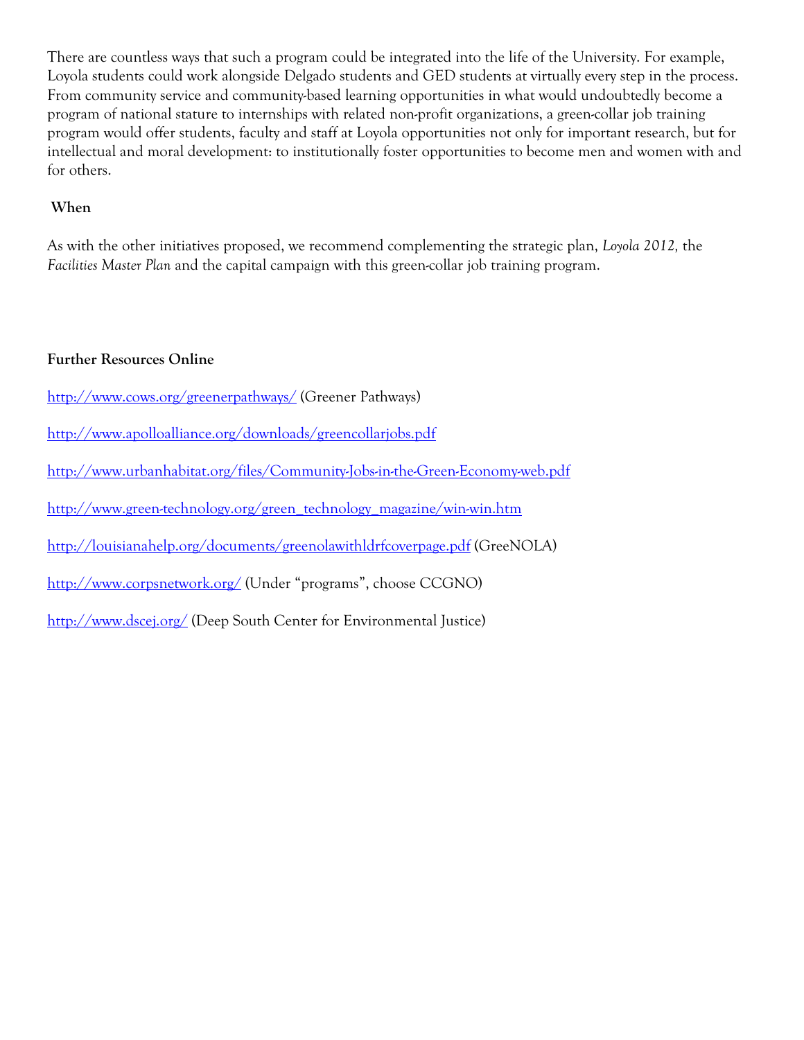There are countless ways that such a program could be integrated into the life of the University. For example, Loyola students could work alongside Delgado students and GED students at virtually every step in the process. From community service and community-based learning opportunities in what would undoubtedly become a program of national stature to internships with related non-profit organizations, a green-collar job training program would offer students, faculty and staff at Loyola opportunities not only for important research, but for intellectual and moral development: to institutionally foster opportunities to become men and women with and for others.

### When

As with the other initiatives proposed, we recommend complementing the strategic plan, *Loyola 2012,* the *Facilities Master Plan* and the capital campaign with this green-collar job training program.

### Further Resources Online

http://www.cows.org/greenerpathways/ (Greener Pathways)

http://www.apolloalliance.org/downloads/greencollarjobs.pdf

http://www.urbanhabitat.org/files/Community-Jobs-in-the-Green-Economy-web.pdf

http://www.green-technology.org/green_technology_magazine/win-win.htm

http://louisianahelp.org/documents/greenolawithldrfcoverpage.pdf (GreeNOLA)

http://www.corpsnetwork.org/ (Under "programs", choose CCGNO)

http://www.dscej.org/ (Deep South Center for Environmental Justice)